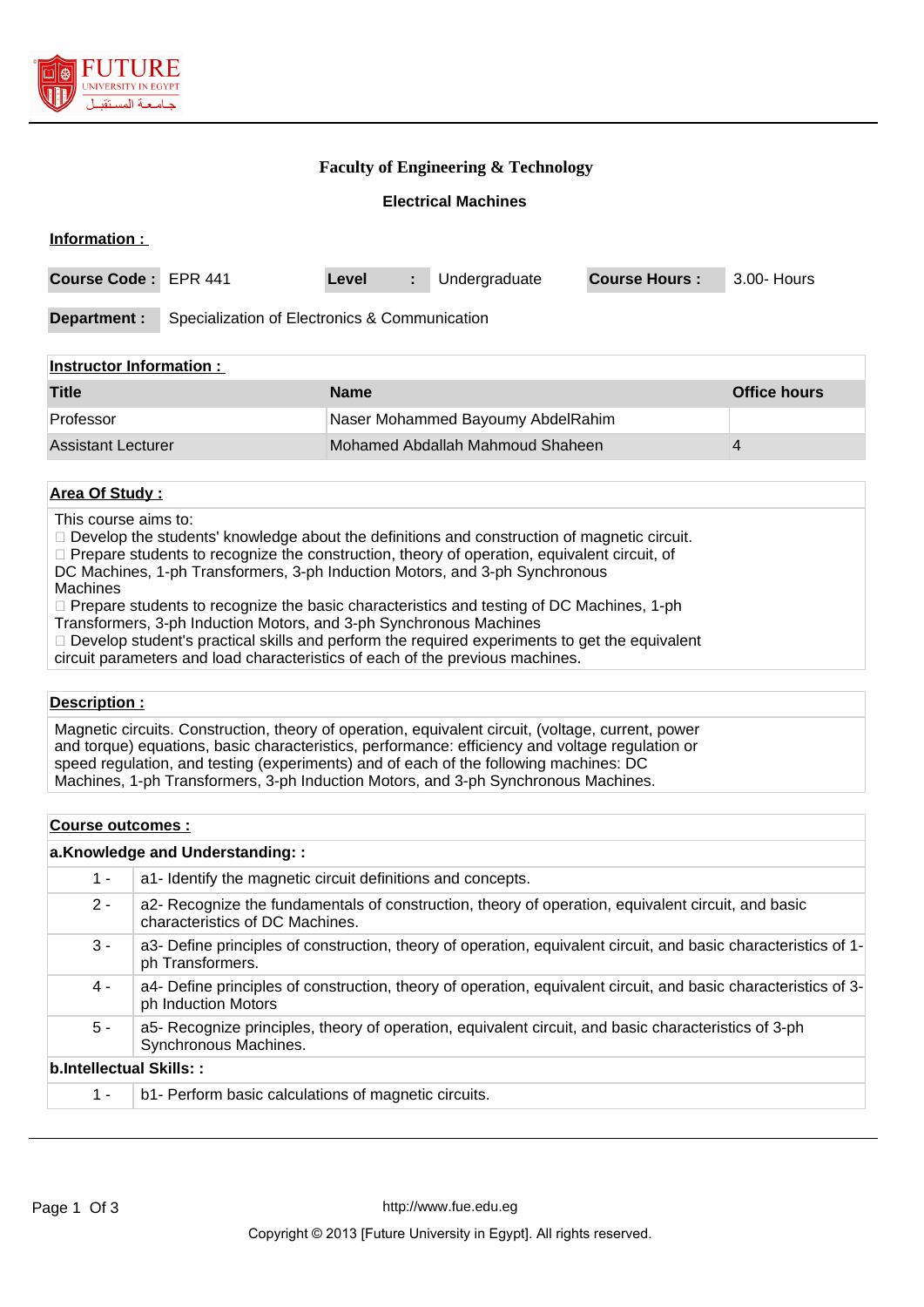# Faculty of Engineering & Technology

## Electrical Machines

**Information :**

| Course Code : | EPR 441 | Level | : | Undergraduate | Course Hours : | 3.00- Hours |
|---|---|---|---|---|---|---|

**Department :** Specialization of Electronics & Communication

**Instructor Information :**

| Title | Name | Office hours |
|---|---|---|
| Professor | Naser Mohammed Bayoumy AbdelRahim | |
| Assistant Lecturer | Mohamed Abdallah Mahmoud Shaheen | 4 |

**Area Of Study :**

This course aims to:
- Develop the students' knowledge about the definitions and construction of magnetic circuit.
- Prepare students to recognize the construction, theory of operation, equivalent circuit, of DC Machines, 1-ph Transformers, 3-ph Induction Motors, and 3-ph Synchronous Machines
- Prepare students to recognize the basic characteristics and testing of DC Machines, 1-ph Transformers, 3-ph Induction Motors, and 3-ph Synchronous Machines
- Develop student's practical skills and perform the required experiments to get the equivalent circuit parameters and load characteristics of each of the previous machines.

**Description :**

Magnetic circuits. Construction, theory of operation, equivalent circuit, (voltage, current, power and torque) equations, basic characteristics, performance: efficiency and voltage regulation or speed regulation, and testing (experiments) and of each of the following machines: DC Machines, 1-ph Transformers, 3-ph Induction Motors, and 3-ph Synchronous Machines.

**Course outcomes :**

**a.Knowledge and Understanding: :**

| | |
|---|---|
| 1 - | a1- Identify the magnetic circuit definitions and concepts. |
| 2 - | a2- Recognize the fundamentals of construction, theory of operation, equivalent circuit, and basic characteristics of DC Machines. |
| 3 - | a3- Define principles of construction, theory of operation, equivalent circuit, and basic characteristics of 1-ph Transformers. |
| 4 - | a4- Define principles of construction, theory of operation, equivalent circuit, and basic characteristics of 3-ph Induction Motors |
| 5 - | a5- Recognize principles, theory of operation, equivalent circuit, and basic characteristics of 3-ph Synchronous Machines. |

**b.Intellectual Skills: :**

| | |
|---|---|
| 1 - | b1- Perform basic calculations of magnetic circuits. |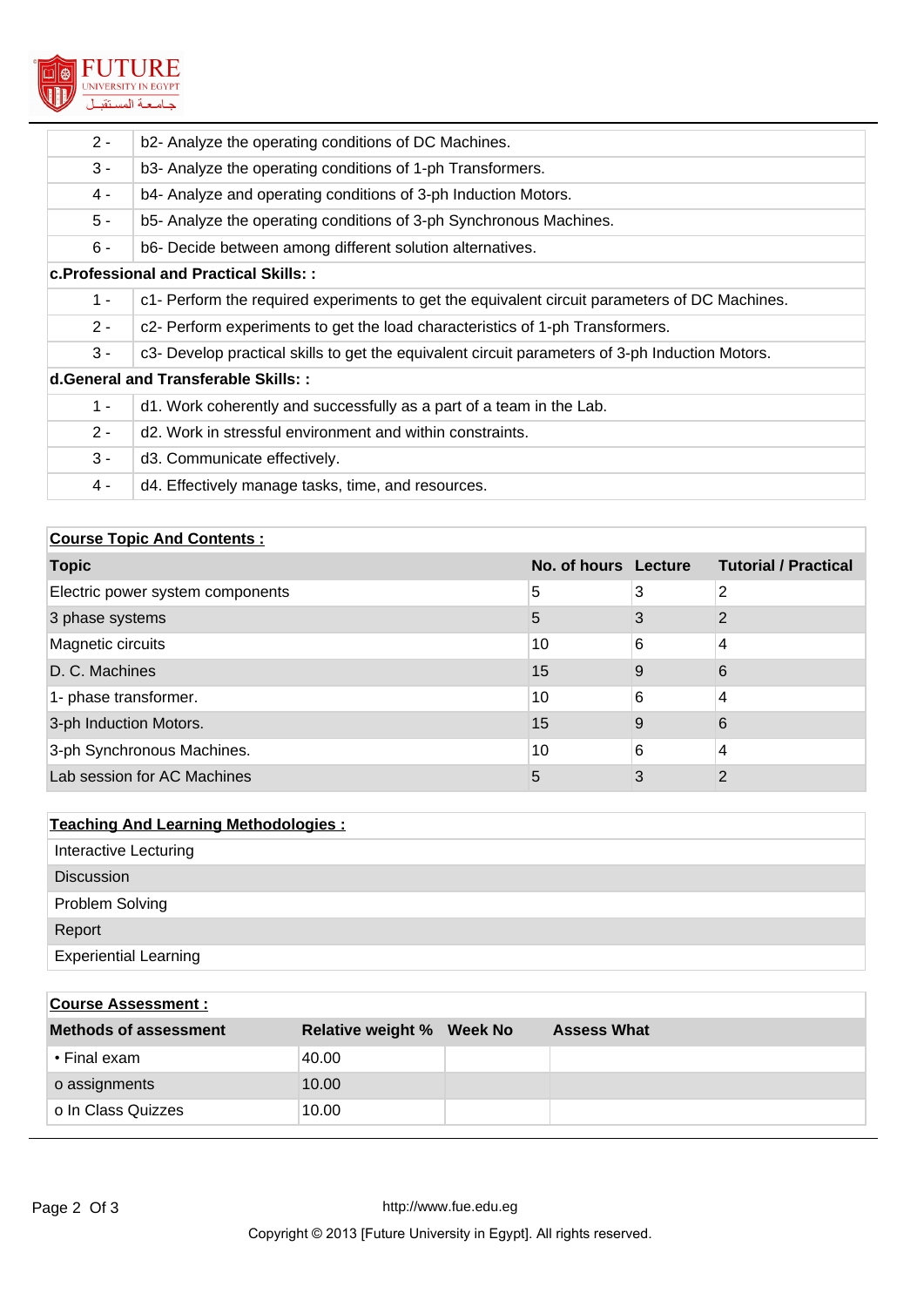| | |
|---|---|
| 2 - | b2- Analyze the operating conditions of DC Machines. |
| 3 - | b3- Analyze the operating conditions of 1-ph Transformers. |
| 4 - | b4- Analyze and operating conditions of 3-ph Induction Motors. |
| 5 - | b5- Analyze the operating conditions of 3-ph Synchronous Machines. |
| 6 - | b6- Decide between among different solution alternatives. |
| **c.Professional and Practical Skills: :** | |
| 1 - | c1- Perform the required experiments to get the equivalent circuit parameters of DC Machines. |
| 2 - | c2- Perform experiments to get the load characteristics of 1-ph Transformers. |
| 3 - | c3- Develop practical skills to get the equivalent circuit parameters of 3-ph Induction Motors. |
| **d.General and Transferable Skills: :** | |
| 1 - | d1. Work coherently and successfully as a part of a team in the Lab. |
| 2 - | d2. Work in stressful environment and within constraints. |
| 3 - | d3. Communicate effectively. |
| 4 - | d4. Effectively manage tasks, time, and resources. |

**Course Topic And Contents :**

| Topic | No. of hours | Lecture | Tutorial / Practical |
|---|---|---|---|
| Electric power system components | 5 | 3 | 2 |
| 3 phase systems | 5 | 3 | 2 |
| Magnetic circuits | 10 | 6 | 4 |
| D. C. Machines | 15 | 9 | 6 |
| 1- phase transformer. | 10 | 6 | 4 |
| 3-ph Induction Motors. | 15 | 9 | 6 |
| 3-ph Synchronous Machines. | 10 | 6 | 4 |
| Lab session for AC Machines | 5 | 3 | 2 |

**Teaching And Learning Methodologies :**

- Interactive Lecturing
- Discussion
- Problem Solving
- Report
- Experiential Learning

**Course Assessment :**

| Methods of assessment | Relative weight % | Week No | Assess What |
|---|---|---|---|
| • Final exam | 40.00 | | |
| o assignments | 10.00 | | |
| o In Class Quizzes | 10.00 | | |

http://www.fue.edu.eg

Copyright © 2013 [Future University in Egypt]. All rights reserved.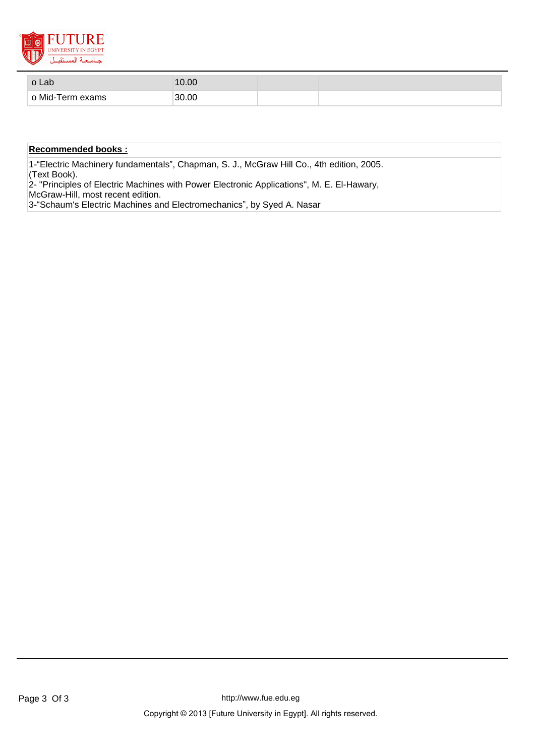| | | | |
|---|---|---|---|
| o Lab | 10.00 | | |
| o Mid-Term exams | 30.00 | | |

**Recommended books :**

1-“Electric Machinery fundamentals”, Chapman, S. J., McGraw Hill Co., 4th edition, 2005. (Text Book).
2- "Principles of Electric Machines with Power Electronic Applications", M. E. El-Hawary, McGraw-Hill, most recent edition.
3-“Schaum's Electric Machines and Electromechanics”, by Syed A. Nasar